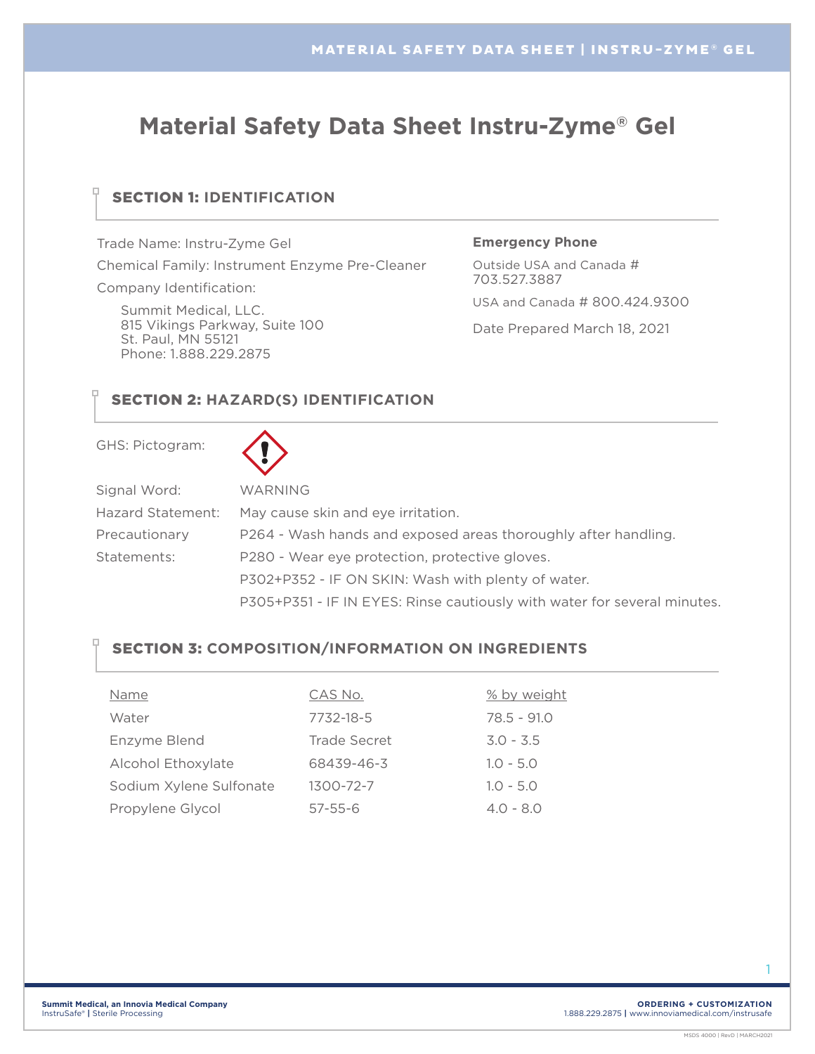# Material Safety Data Sheet Instru-Zyme® Gel

## SECTION 1: IDENTIFICATION

Trade Name: Instru-Zyme Gel

Chemical Family: Instrument Enzyme Pre-Cleaner

Company Identification:

Summit Medical, LLC.
815 Vikings Parkway, Suite 100
St. Paul, MN 55121
Phone: 1.888.229.2875

**Emergency Phone**

Outside USA and Canada # 703.527.3887

USA and Canada # 800.424.9300

Date Prepared March 18, 2021

## SECTION 2: HAZARD(S) IDENTIFICATION

GHS: Pictogram:

Signal Word: WARNING

Hazard Statement: May cause skin and eye irritation.

Precautionary Statements:

- P264 - Wash hands and exposed areas thoroughly after handling.
- P280 - Wear eye protection, protective gloves.
- P302+P352 - IF ON SKIN: Wash with plenty of water.
- P305+P351 - IF IN EYES: Rinse cautiously with water for several minutes.

## SECTION 3: COMPOSITION/INFORMATION ON INGREDIENTS

| Name | CAS No. | % by weight |
| --- | --- | --- |
| Water | 7732-18-5 | 78.5 - 91.0 |
| Enzyme Blend | Trade Secret | 3.0 - 3.5 |
| Alcohol Ethoxylate | 68439-46-3 | 1.0 - 5.0 |
| Sodium Xylene Sulfonate | 1300-72-7 | 1.0 - 5.0 |
| Propylene Glycol | 57-55-6 | 4.0 - 8.0 |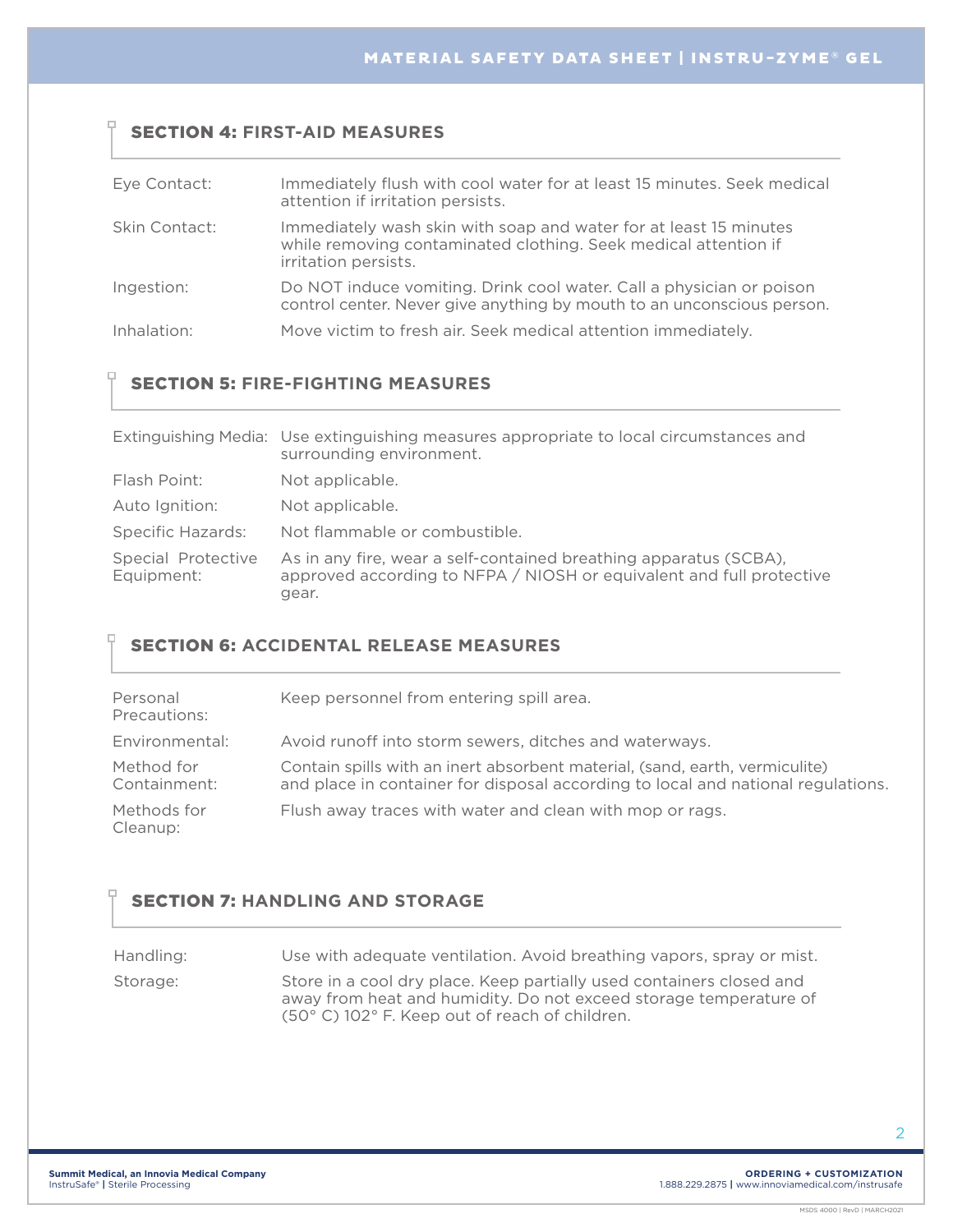## SECTION 4: FIRST-AID MEASURES

| | |
|---|---|
| Eye Contact: | Immediately flush with cool water for at least 15 minutes. Seek medical attention if irritation persists. |
| Skin Contact: | Immediately wash skin with soap and water for at least 15 minutes while removing contaminated clothing. Seek medical attention if irritation persists. |
| Ingestion: | Do NOT induce vomiting. Drink cool water. Call a physician or poison control center. Never give anything by mouth to an unconscious person. |
| Inhalation: | Move victim to fresh air. Seek medical attention immediately. |

## SECTION 5: FIRE-FIGHTING MEASURES

| | |
|---|---|
| Extinguishing Media: | Use extinguishing measures appropriate to local circumstances and surrounding environment. |
| Flash Point: | Not applicable. |
| Auto Ignition: | Not applicable. |
| Specific Hazards: | Not flammable or combustible. |
| Special Protective Equipment: | As in any fire, wear a self-contained breathing apparatus (SCBA), approved according to NFPA / NIOSH or equivalent and full protective gear. |

## SECTION 6: ACCIDENTAL RELEASE MEASURES

| | |
|---|---|
| Personal Precautions: | Keep personnel from entering spill area. |
| Environmental: | Avoid runoff into storm sewers, ditches and waterways. |
| Method for Containment: | Contain spills with an inert absorbent material, (sand, earth, vermiculite) and place in container for disposal according to local and national regulations. |
| Methods for Cleanup: | Flush away traces with water and clean with mop or rags. |

## SECTION 7: HANDLING AND STORAGE

| | |
|---|---|
| Handling: | Use with adequate ventilation. Avoid breathing vapors, spray or mist. |
| Storage: | Store in a cool dry place. Keep partially used containers closed and away from heat and humidity. Do not exceed storage temperature of (50° C) 102° F. Keep out of reach of children. |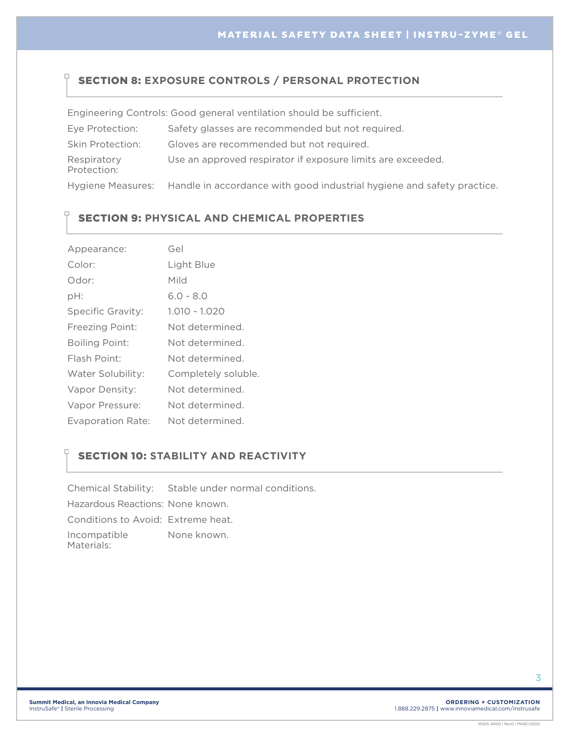## SECTION 8: EXPOSURE CONTROLS / PERSONAL PROTECTION

Engineering Controls: Good general ventilation should be sufficient.

| | |
|---|---|
| Eye Protection: | Safety glasses are recommended but not required. |
| Skin Protection: | Gloves are recommended but not required. |
| Respiratory Protection: | Use an approved respirator if exposure limits are exceeded. |
| Hygiene Measures: | Handle in accordance with good industrial hygiene and safety practice. |

## SECTION 9: PHYSICAL AND CHEMICAL PROPERTIES

| | |
|---|---|
| Appearance: | Gel |
| Color: | Light Blue |
| Odor: | Mild |
| pH: | 6.0 - 8.0 |
| Specific Gravity: | 1.010 - 1.020 |
| Freezing Point: | Not determined. |
| Boiling Point: | Not determined. |
| Flash Point: | Not determined. |
| Water Solubility: | Completely soluble. |
| Vapor Density: | Not determined. |
| Vapor Pressure: | Not determined. |
| Evaporation Rate: | Not determined. |

## SECTION 10: STABILITY AND REACTIVITY

| | |
|---|---|
| Chemical Stability: | Stable under normal conditions. |
| Hazardous Reactions: | None known. |
| Conditions to Avoid: | Extreme heat. |
| Incompatible Materials: | None known. |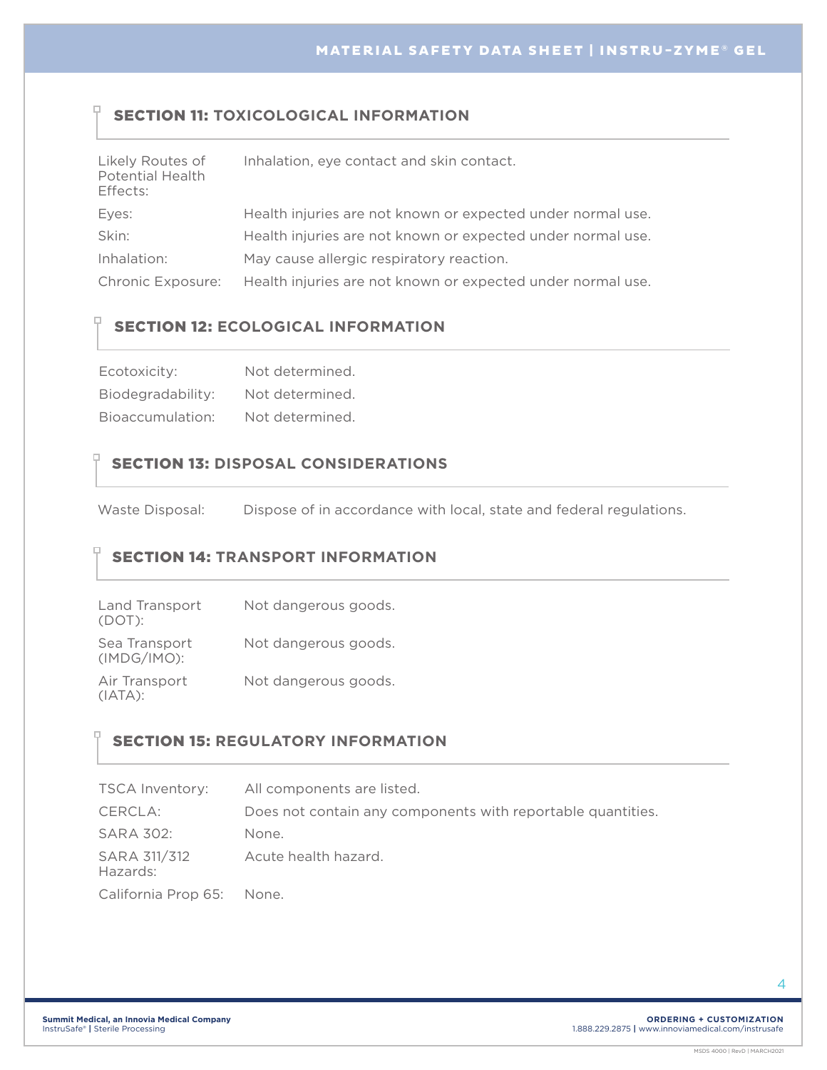## SECTION 11: TOXICOLOGICAL INFORMATION

| | |
|---|---|
| Likely Routes of Potential Health Effects: | Inhalation, eye contact and skin contact. |
| Eyes: | Health injuries are not known or expected under normal use. |
| Skin: | Health injuries are not known or expected under normal use. |
| Inhalation: | May cause allergic respiratory reaction. |
| Chronic Exposure: | Health injuries are not known or expected under normal use. |

## SECTION 12: ECOLOGICAL INFORMATION

| | |
|---|---|
| Ecotoxicity: | Not determined. |
| Biodegradability: | Not determined. |
| Bioaccumulation: | Not determined. |

## SECTION 13: DISPOSAL CONSIDERATIONS

| | |
|---|---|
| Waste Disposal: | Dispose of in accordance with local, state and federal regulations. |

## SECTION 14: TRANSPORT INFORMATION

| | |
|---|---|
| Land Transport (DOT): | Not dangerous goods. |
| Sea Transport (IMDG/IMO): | Not dangerous goods. |
| Air Transport (IATA): | Not dangerous goods. |

## SECTION 15: REGULATORY INFORMATION

| | |
|---|---|
| TSCA Inventory: | All components are listed. |
| CERCLA: | Does not contain any components with reportable quantities. |
| SARA 302: | None. |
| SARA 311/312 Hazards: | Acute health hazard. |
| California Prop 65: | None. |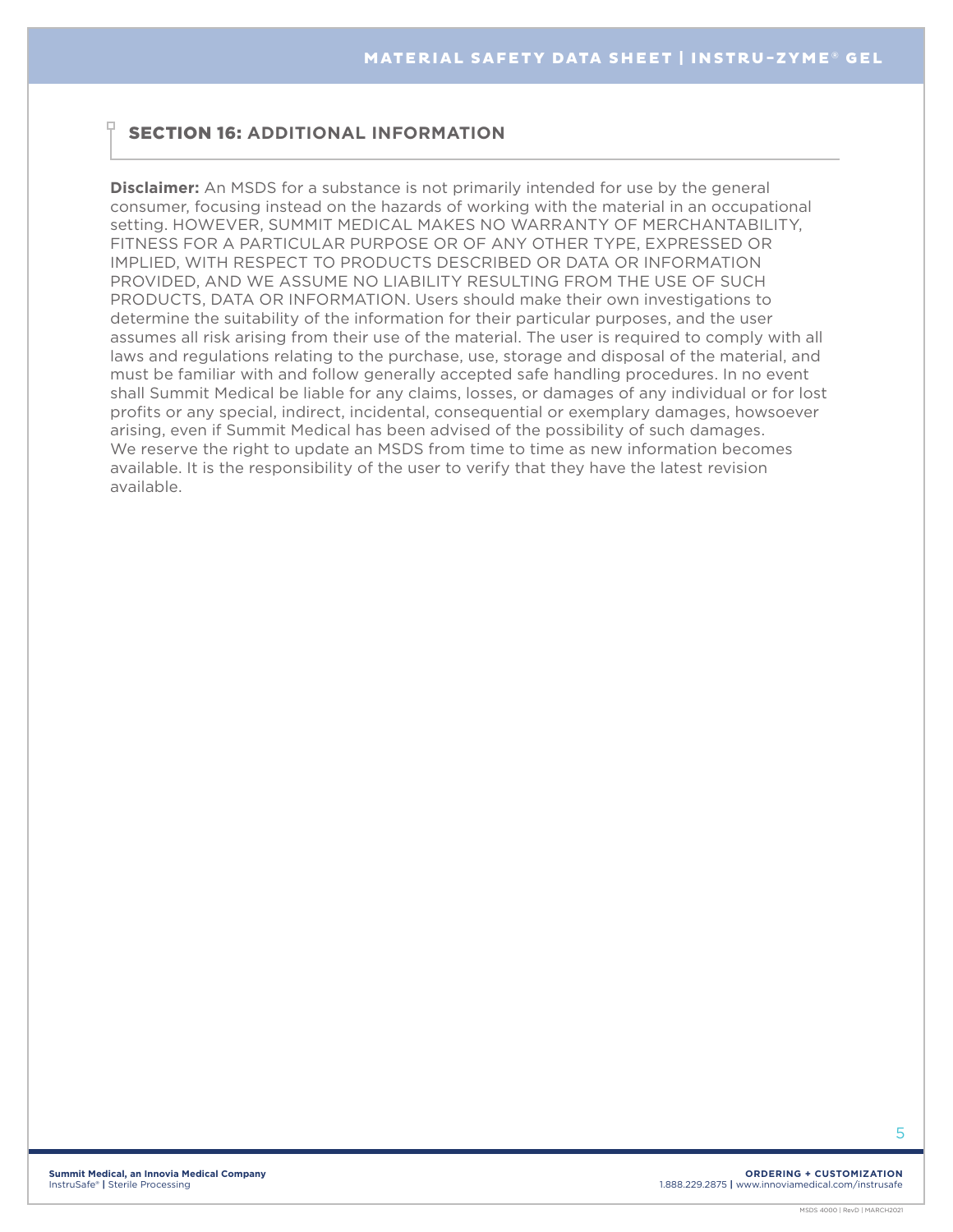## SECTION 16: ADDITIONAL INFORMATION

**Disclaimer:** An MSDS for a substance is not primarily intended for use by the general consumer, focusing instead on the hazards of working with the material in an occupational setting. HOWEVER, SUMMIT MEDICAL MAKES NO WARRANTY OF MERCHANTABILITY, FITNESS FOR A PARTICULAR PURPOSE OR OF ANY OTHER TYPE, EXPRESSED OR IMPLIED, WITH RESPECT TO PRODUCTS DESCRIBED OR DATA OR INFORMATION PROVIDED, AND WE ASSUME NO LIABILITY RESULTING FROM THE USE OF SUCH PRODUCTS, DATA OR INFORMATION. Users should make their own investigations to determine the suitability of the information for their particular purposes, and the user assumes all risk arising from their use of the material. The user is required to comply with all laws and regulations relating to the purchase, use, storage and disposal of the material, and must be familiar with and follow generally accepted safe handling procedures. In no event shall Summit Medical be liable for any claims, losses, or damages of any individual or for lost profits or any special, indirect, incidental, consequential or exemplary damages, howsoever arising, even if Summit Medical has been advised of the possibility of such damages. We reserve the right to update an MSDS from time to time as new information becomes available. It is the responsibility of the user to verify that they have the latest revision available.